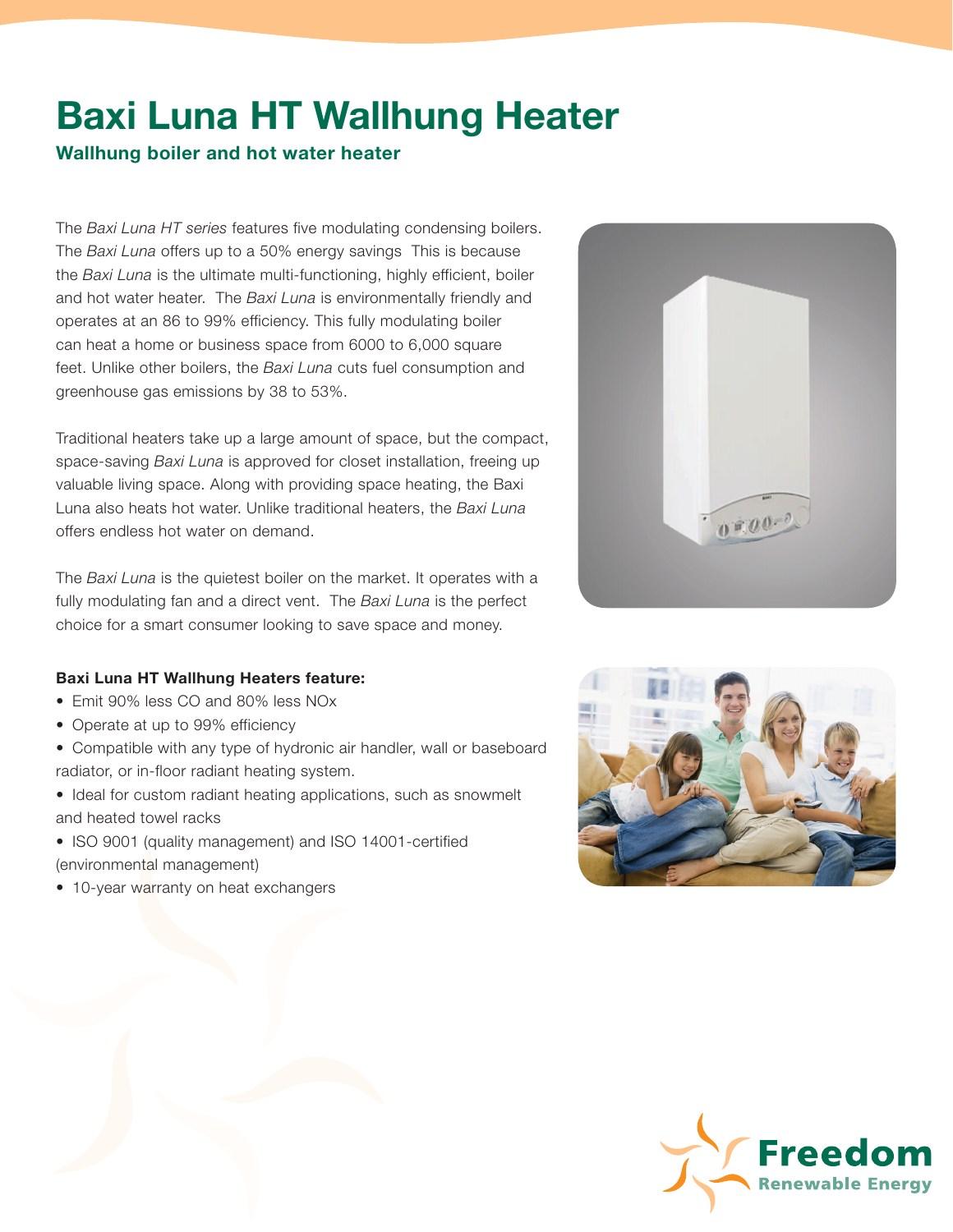# Baxi Luna HT Wallhung Heater

## Wallhung boiler and hot water heater

The *Baxi Luna HT series* features five modulating condensing boilers. The *Baxi Luna* offers up to a 50% energy savings  This is because the *Baxi Luna* is the ultimate multi-functioning, highly efficient, boiler and hot water heater.  The *Baxi Luna* is environmentally friendly and operates at an 86 to 99% efficiency. This fully modulating boiler can heat a home or business space from 6000 to 6,000 square feet. Unlike other boilers, the *Baxi Luna* cuts fuel consumption and greenhouse gas emissions by 38 to 53%.

Traditional heaters take up a large amount of space, but the compact, space-saving *Baxi Luna* is approved for closet installation, freeing up valuable living space. Along with providing space heating, the Baxi Luna also heats hot water. Unlike traditional heaters, the *Baxi Luna* offers endless hot water on demand.

The *Baxi Luna* is the quietest boiler on the market. It operates with a fully modulating fan and a direct vent.  The *Baxi Luna* is the perfect choice for a smart consumer looking to save space and money.

**Baxi Luna HT Wallhung Heaters feature:**

- Emit 90% less CO and 80% less NOx
- Operate at up to 99% efficiency
- Compatible with any type of hydronic air handler, wall or baseboard radiator, or in-floor radiant heating system.
- Ideal for custom radiant heating applications, such as snowmelt and heated towel racks
- ISO 9001 (quality management) and ISO 14001-certified (environmental management)
- 10-year warranty on heat exchangers

Freedom
Renewable Energy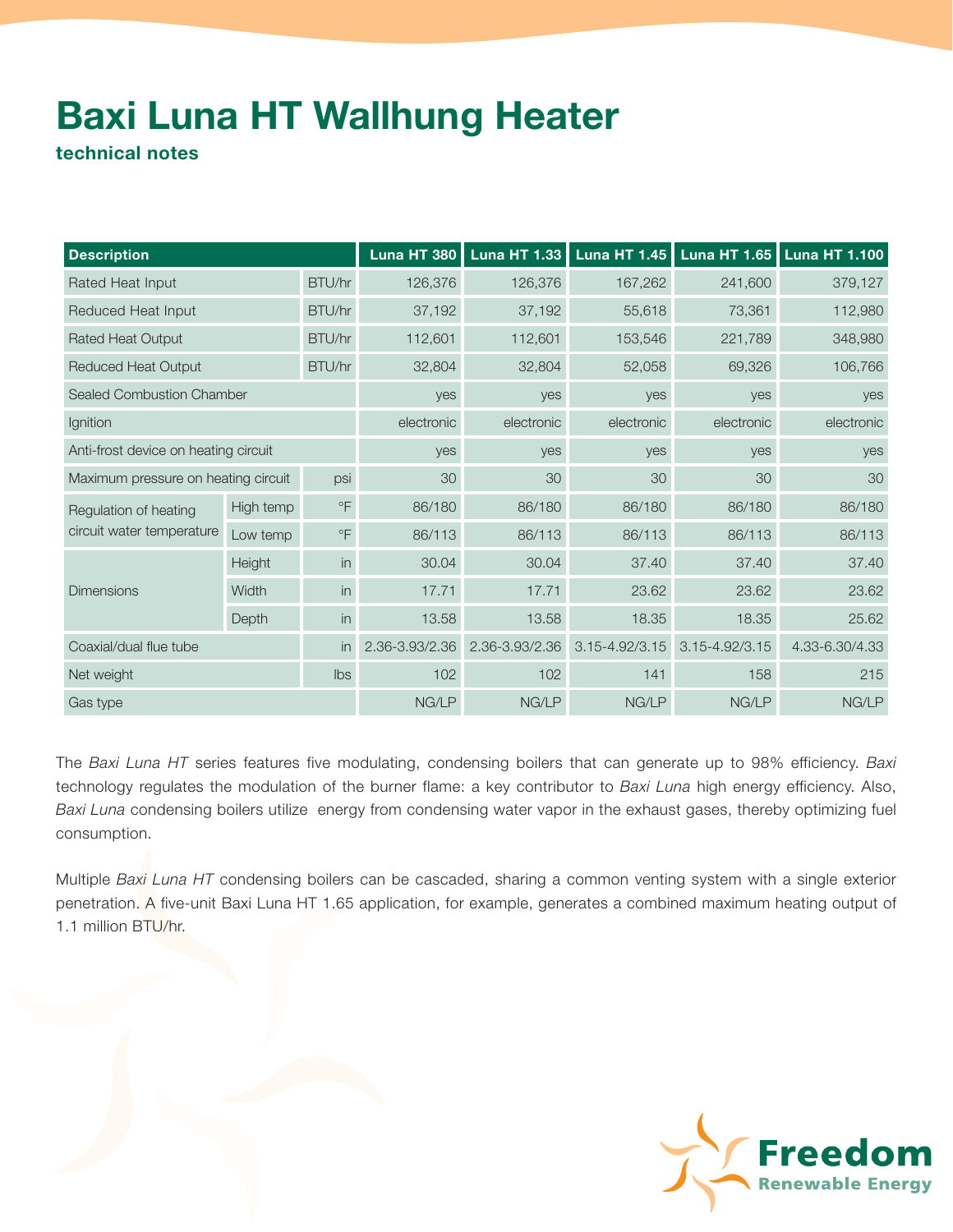# Baxi Luna HT Wallhung Heater

**technical notes**

| Description | | | Luna HT 380 | Luna HT 1.33 | Luna HT 1.45 | Luna HT 1.65 | Luna HT 1.100 |
|---|---|---|---|---|---|---|---|
| Rated Heat Input | | BTU/hr | 126,376 | 126,376 | 167,262 | 241,600 | 379,127 |
| Reduced Heat Input | | BTU/hr | 37,192 | 37,192 | 55,618 | 73,361 | 112,980 |
| Rated Heat Output | | BTU/hr | 112,601 | 112,601 | 153,546 | 221,789 | 348,980 |
| Reduced Heat Output | | BTU/hr | 32,804 | 32,804 | 52,058 | 69,326 | 106,766 |
| Sealed Combustion Chamber | | | yes | yes | yes | yes | yes |
| Ignition | | | electronic | electronic | electronic | electronic | electronic |
| Anti-frost device on heating circuit | | | yes | yes | yes | yes | yes |
| Maximum pressure on heating circuit | | psi | 30 | 30 | 30 | 30 | 30 |
| Regulation of heating circuit water temperature | High temp | °F | 86/180 | 86/180 | 86/180 | 86/180 | 86/180 |
| | Low temp | °F | 86/113 | 86/113 | 86/113 | 86/113 | 86/113 |
| Dimensions | Height | in | 30.04 | 30.04 | 37.40 | 37.40 | 37.40 |
| | Width | in | 17.71 | 17.71 | 23.62 | 23.62 | 23.62 |
| | Depth | in | 13.58 | 13.58 | 18.35 | 18.35 | 25.62 |
| Coaxial/dual flue tube | | in | 2.36-3.93/2.36 | 2.36-3.93/2.36 | 3.15-4.92/3.15 | 3.15-4.92/3.15 | 4.33-6.30/4.33 |
| Net weight | | lbs | 102 | 102 | 141 | 158 | 215 |
| Gas type | | | NG/LP | NG/LP | NG/LP | NG/LP | NG/LP |

The *Baxi Luna HT* series features five modulating, condensing boilers that can generate up to 98% efficiency. *Baxi* technology regulates the modulation of the burner flame: a key contributor to *Baxi Luna* high energy efficiency. Also, *Baxi Luna* condensing boilers utilize energy from condensing water vapor in the exhaust gases, thereby optimizing fuel consumption.

Multiple *Baxi Luna HT* condensing boilers can be cascaded, sharing a common venting system with a single exterior penetration. A five-unit Baxi Luna HT 1.65 application, for example, generates a combined maximum heating output of 1.1 million BTU/hr.

Freedom Renewable Energy